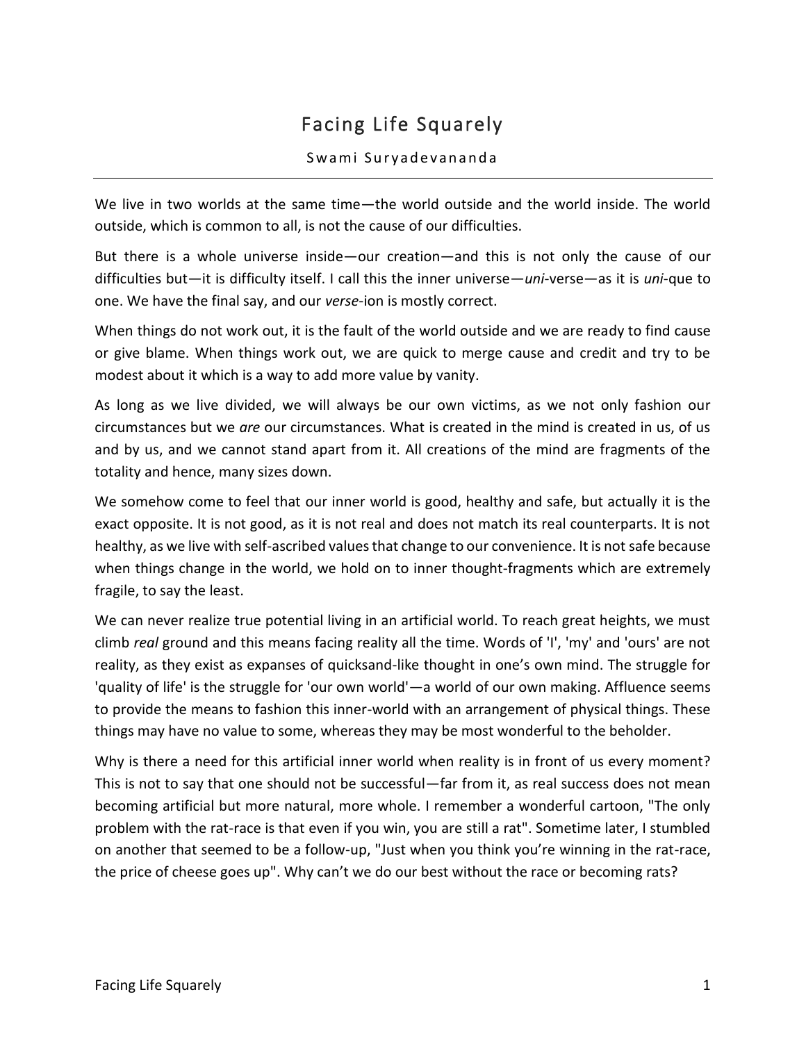# Facing Life Squarely

Swami Suryadevananda

---

We live in two worlds at the same time—the world outside and the world inside. The world outside, which is common to all, is not the cause of our difficulties.

But there is a whole universe inside—our creation—and this is not only the cause of our difficulties but—it is difficulty itself. I call this the inner universe—*uni*-verse—as it is *uni*-que to one. We have the final say, and our *verse*-ion is mostly correct.

When things do not work out, it is the fault of the world outside and we are ready to find cause or give blame. When things work out, we are quick to merge cause and credit and try to be modest about it which is a way to add more value by vanity.

As long as we live divided, we will always be our own victims, as we not only fashion our circumstances but we *are* our circumstances. What is created in the mind is created in us, of us and by us, and we cannot stand apart from it. All creations of the mind are fragments of the totality and hence, many sizes down.

We somehow come to feel that our inner world is good, healthy and safe, but actually it is the exact opposite. It is not good, as it is not real and does not match its real counterparts. It is not healthy, as we live with self-ascribed values that change to our convenience. It is not safe because when things change in the world, we hold on to inner thought-fragments which are extremely fragile, to say the least.

We can never realize true potential living in an artificial world. To reach great heights, we must climb *real* ground and this means facing reality all the time. Words of 'I', 'my' and 'ours' are not reality, as they exist as expanses of quicksand-like thought in one's own mind. The struggle for 'quality of life' is the struggle for 'our own world'—a world of our own making. Affluence seems to provide the means to fashion this inner-world with an arrangement of physical things. These things may have no value to some, whereas they may be most wonderful to the beholder.

Why is there a need for this artificial inner world when reality is in front of us every moment? This is not to say that one should not be successful—far from it, as real success does not mean becoming artificial but more natural, more whole. I remember a wonderful cartoon, "The only problem with the rat-race is that even if you win, you are still a rat". Sometime later, I stumbled on another that seemed to be a follow-up, "Just when you think you're winning in the rat-race, the price of cheese goes up". Why can't we do our best without the race or becoming rats?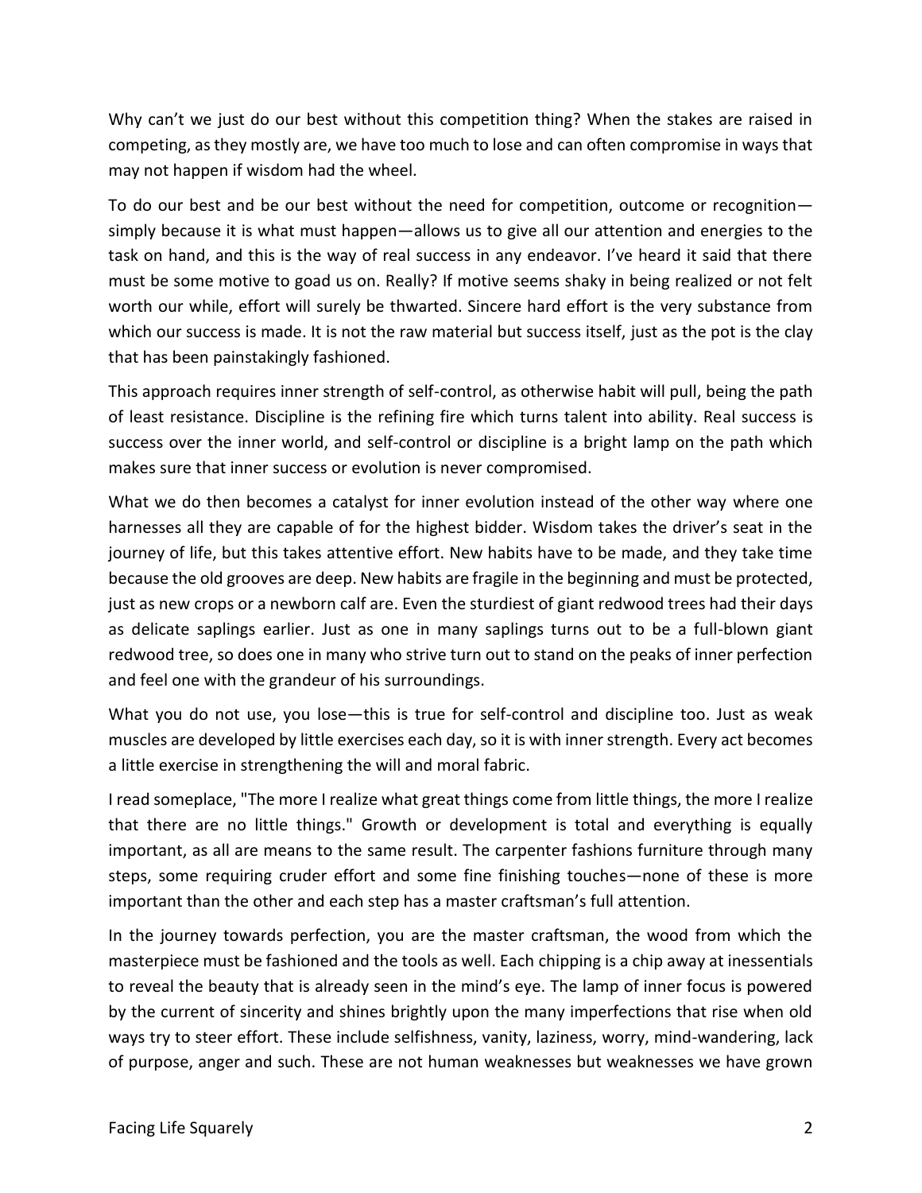Why can't we just do our best without this competition thing? When the stakes are raised in competing, as they mostly are, we have too much to lose and can often compromise in ways that may not happen if wisdom had the wheel.

To do our best and be our best without the need for competition, outcome or recognition—simply because it is what must happen—allows us to give all our attention and energies to the task on hand, and this is the way of real success in any endeavor. I've heard it said that there must be some motive to goad us on. Really? If motive seems shaky in being realized or not felt worth our while, effort will surely be thwarted. Sincere hard effort is the very substance from which our success is made. It is not the raw material but success itself, just as the pot is the clay that has been painstakingly fashioned.

This approach requires inner strength of self-control, as otherwise habit will pull, being the path of least resistance. Discipline is the refining fire which turns talent into ability. Real success is success over the inner world, and self-control or discipline is a bright lamp on the path which makes sure that inner success or evolution is never compromised.

What we do then becomes a catalyst for inner evolution instead of the other way where one harnesses all they are capable of for the highest bidder. Wisdom takes the driver's seat in the journey of life, but this takes attentive effort. New habits have to be made, and they take time because the old grooves are deep. New habits are fragile in the beginning and must be protected, just as new crops or a newborn calf are. Even the sturdiest of giant redwood trees had their days as delicate saplings earlier. Just as one in many saplings turns out to be a full-blown giant redwood tree, so does one in many who strive turn out to stand on the peaks of inner perfection and feel one with the grandeur of his surroundings.

What you do not use, you lose—this is true for self-control and discipline too. Just as weak muscles are developed by little exercises each day, so it is with inner strength. Every act becomes a little exercise in strengthening the will and moral fabric.

I read someplace, "The more I realize what great things come from little things, the more I realize that there are no little things." Growth or development is total and everything is equally important, as all are means to the same result. The carpenter fashions furniture through many steps, some requiring cruder effort and some fine finishing touches—none of these is more important than the other and each step has a master craftsman's full attention.

In the journey towards perfection, you are the master craftsman, the wood from which the masterpiece must be fashioned and the tools as well. Each chipping is a chip away at inessentials to reveal the beauty that is already seen in the mind's eye. The lamp of inner focus is powered by the current of sincerity and shines brightly upon the many imperfections that rise when old ways try to steer effort. These include selfishness, vanity, laziness, worry, mind-wandering, lack of purpose, anger and such. These are not human weaknesses but weaknesses we have grown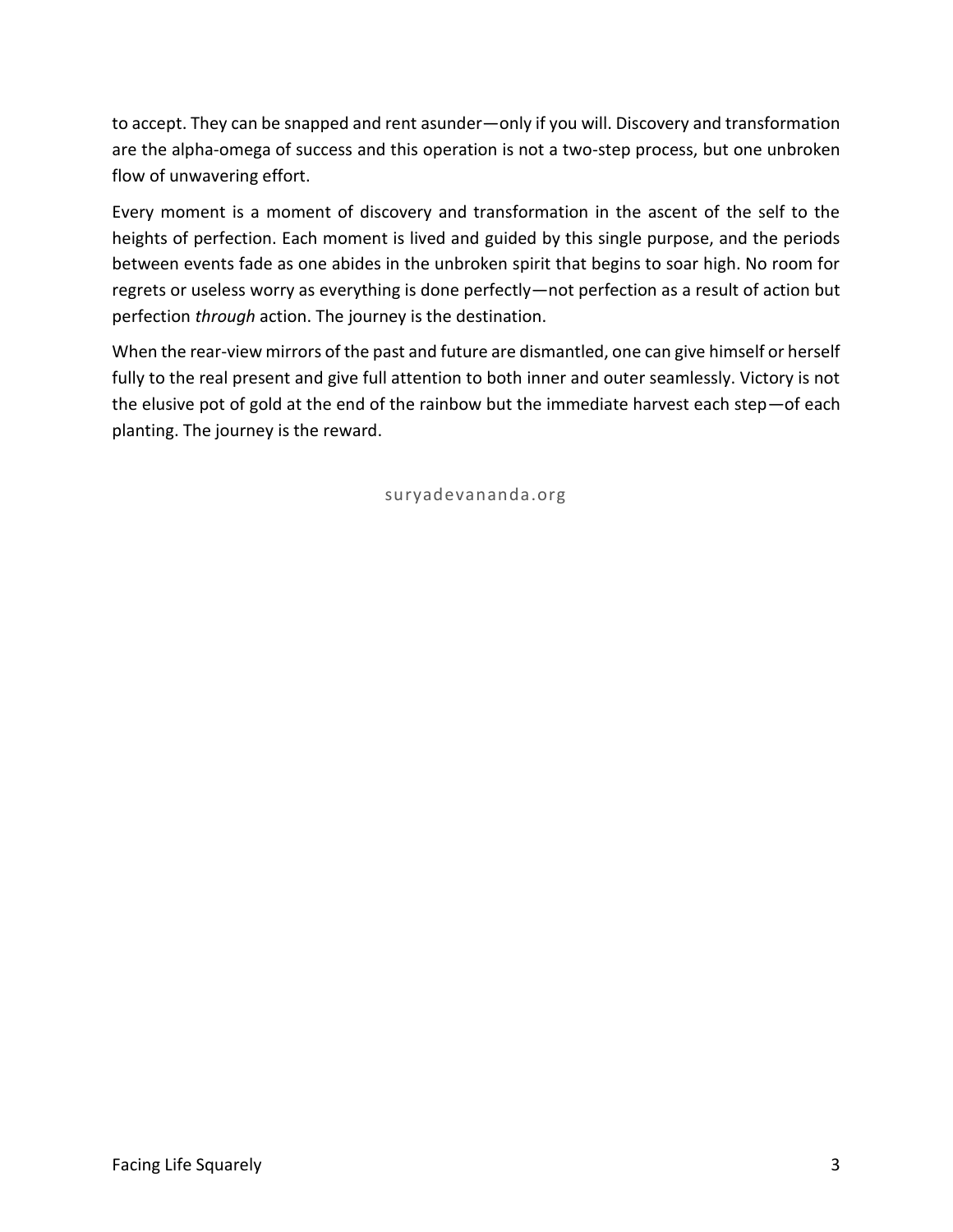to accept. They can be snapped and rent asunder—only if you will. Discovery and transformation are the alpha-omega of success and this operation is not a two-step process, but one unbroken flow of unwavering effort.

Every moment is a moment of discovery and transformation in the ascent of the self to the heights of perfection. Each moment is lived and guided by this single purpose, and the periods between events fade as one abides in the unbroken spirit that begins to soar high. No room for regrets or useless worry as everything is done perfectly—not perfection as a result of action but perfection *through* action. The journey is the destination.

When the rear-view mirrors of the past and future are dismantled, one can give himself or herself fully to the real present and give full attention to both inner and outer seamlessly. Victory is not the elusive pot of gold at the end of the rainbow but the immediate harvest each step—of each planting. The journey is the reward.

suryadevananda.org